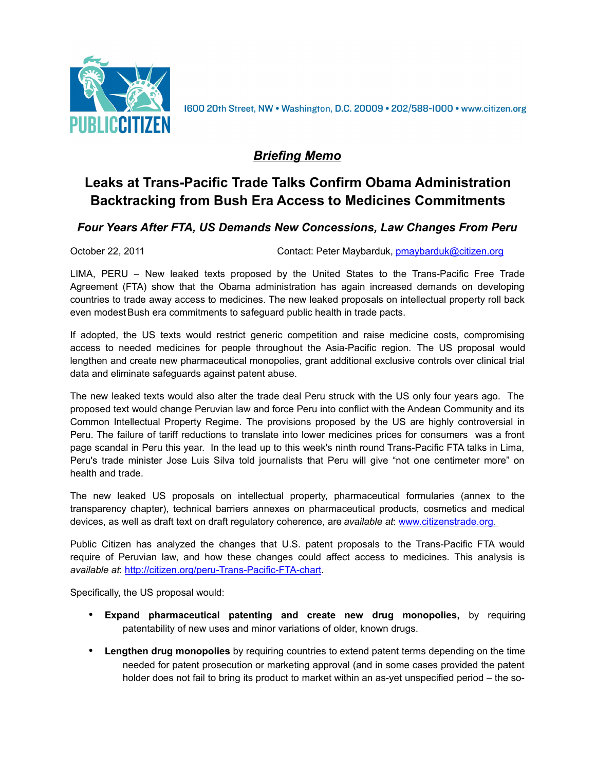PUBLIC CITIZEN

1600 20th Street, NW • Washington, D.C. 20009 • 202/588-1000 • www.citizen.org

***Briefing Memo***

# Leaks at Trans-Pacific Trade Talks Confirm Obama Administration Backtracking from Bush Era Access to Medicines Commitments

### *Four Years After FTA, US Demands New Concessions, Law Changes From Peru*

October 22, 2011 Contact: Peter Maybarduk, pmaybarduk@citizen.org

LIMA, PERU – New leaked texts proposed by the United States to the Trans-Pacific Free Trade Agreement (FTA) show that the Obama administration has again increased demands on developing countries to trade away access to medicines. The new leaked proposals on intellectual property roll back even modest Bush era commitments to safeguard public health in trade pacts.

If adopted, the US texts would restrict generic competition and raise medicine costs, compromising access to needed medicines for people throughout the Asia-Pacific region. The US proposal would lengthen and create new pharmaceutical monopolies, grant additional exclusive controls over clinical trial data and eliminate safeguards against patent abuse.

The new leaked texts would also alter the trade deal Peru struck with the US only four years ago. The proposed text would change Peruvian law and force Peru into conflict with the Andean Community and its Common Intellectual Property Regime. The provisions proposed by the US are highly controversial in Peru. The failure of tariff reductions to translate into lower medicines prices for consumers was a front page scandal in Peru this year. In the lead up to this week's ninth round Trans-Pacific FTA talks in Lima, Peru's trade minister Jose Luis Silva told journalists that Peru will give "not one centimeter more" on health and trade.

The new leaked US proposals on intellectual property, pharmaceutical formularies (annex to the transparency chapter), technical barriers annexes on pharmaceutical products, cosmetics and medical devices, as well as draft text on draft regulatory coherence, are *available at*: www.citizenstrade.org.

Public Citizen has analyzed the changes that U.S. patent proposals to the Trans-Pacific FTA would require of Peruvian law, and how these changes could affect access to medicines. This analysis is *available at*: http://citizen.org/peru-Trans-Pacific-FTA-chart.

Specifically, the US proposal would:

- **Expand pharmaceutical patenting and create new drug monopolies,** by requiring patentability of new uses and minor variations of older, known drugs.
- **Lengthen drug monopolies** by requiring countries to extend patent terms depending on the time needed for patent prosecution or marketing approval (and in some cases provided the patent holder does not fail to bring its product to market within an as-yet unspecified period – the so-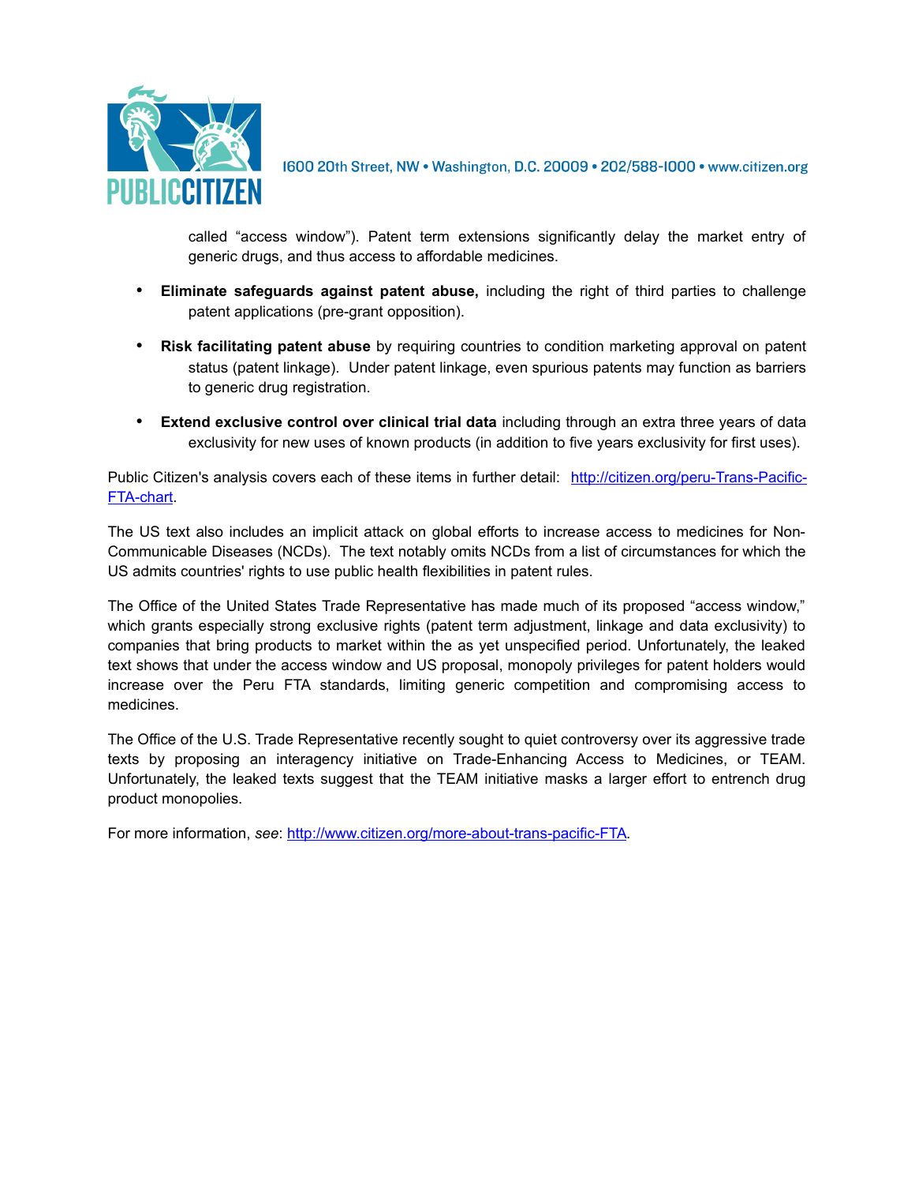called "access window"). Patent term extensions significantly delay the market entry of generic drugs, and thus access to affordable medicines.

- **Eliminate safeguards against patent abuse,** including the right of third parties to challenge patent applications (pre-grant opposition).
- **Risk facilitating patent abuse** by requiring countries to condition marketing approval on patent status (patent linkage). Under patent linkage, even spurious patents may function as barriers to generic drug registration.
- **Extend exclusive control over clinical trial data** including through an extra three years of data exclusivity for new uses of known products (in addition to five years exclusivity for first uses).

Public Citizen's analysis covers each of these items in further detail: [http://citizen.org/peru-Trans-Pacific-FTA-chart](http://citizen.org/peru-Trans-Pacific-FTA-chart).

The US text also includes an implicit attack on global efforts to increase access to medicines for Non-Communicable Diseases (NCDs). The text notably omits NCDs from a list of circumstances for which the US admits countries' rights to use public health flexibilities in patent rules.

The Office of the United States Trade Representative has made much of its proposed "access window," which grants especially strong exclusive rights (patent term adjustment, linkage and data exclusivity) to companies that bring products to market within the as yet unspecified period. Unfortunately, the leaked text shows that under the access window and US proposal, monopoly privileges for patent holders would increase over the Peru FTA standards, limiting generic competition and compromising access to medicines.

The Office of the U.S. Trade Representative recently sought to quiet controversy over its aggressive trade texts by proposing an interagency initiative on Trade-Enhancing Access to Medicines, or TEAM. Unfortunately, the leaked texts suggest that the TEAM initiative masks a larger effort to entrench drug product monopolies.

For more information, *see*: [http://www.citizen.org/more-about-trans-pacific-FTA](http://www.citizen.org/more-about-trans-pacific-FTA).